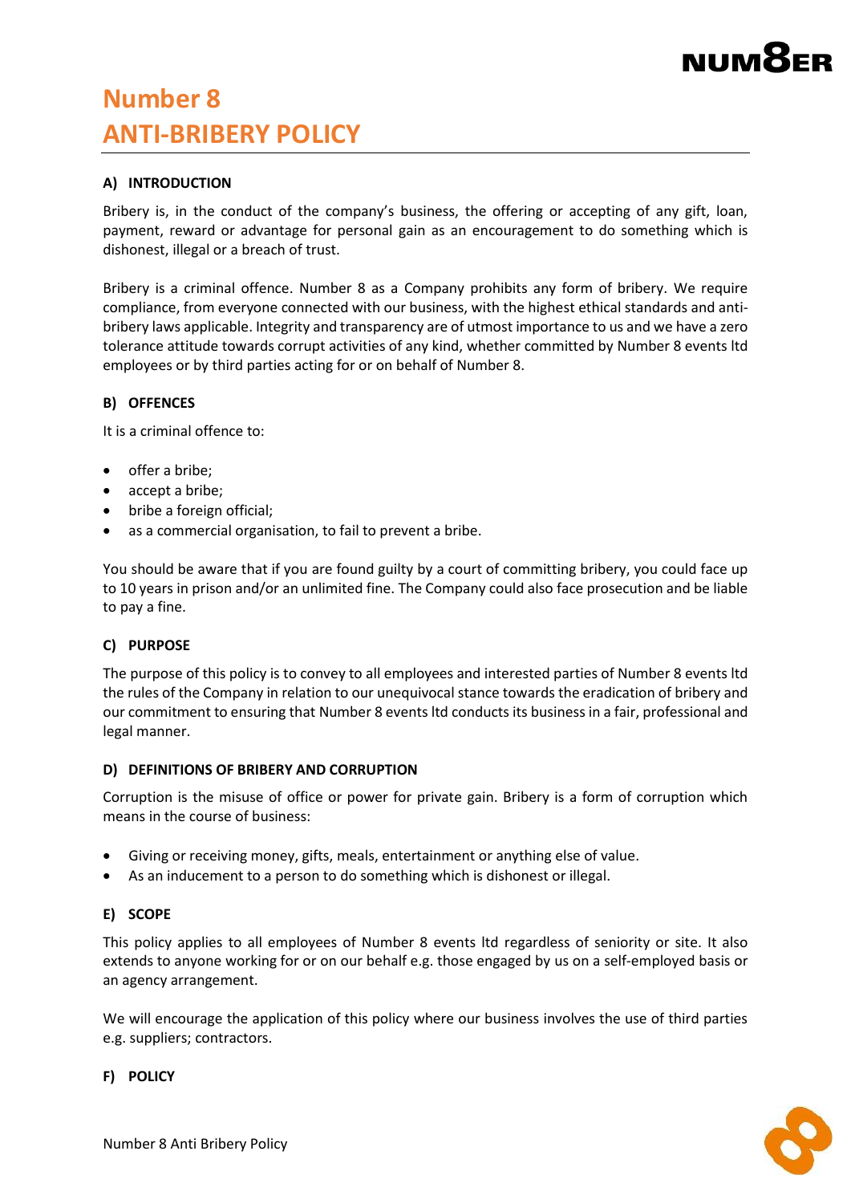# Number 8
# ANTI-BRIBERY POLICY

## A) INTRODUCTION

Bribery is, in the conduct of the company's business, the offering or accepting of any gift, loan, payment, reward or advantage for personal gain as an encouragement to do something which is dishonest, illegal or a breach of trust.

Bribery is a criminal offence. Number 8 as a Company prohibits any form of bribery. We require compliance, from everyone connected with our business, with the highest ethical standards and anti-bribery laws applicable. Integrity and transparency are of utmost importance to us and we have a zero tolerance attitude towards corrupt activities of any kind, whether committed by Number 8 events ltd employees or by third parties acting for or on behalf of Number 8.

## B) OFFENCES

It is a criminal offence to:

- offer a bribe;
- accept a bribe;
- bribe a foreign official;
- as a commercial organisation, to fail to prevent a bribe.

You should be aware that if you are found guilty by a court of committing bribery, you could face up to 10 years in prison and/or an unlimited fine. The Company could also face prosecution and be liable to pay a fine.

## C) PURPOSE

The purpose of this policy is to convey to all employees and interested parties of Number 8 events ltd the rules of the Company in relation to our unequivocal stance towards the eradication of bribery and our commitment to ensuring that Number 8 events ltd conducts its business in a fair, professional and legal manner.

## D) DEFINITIONS OF BRIBERY AND CORRUPTION

Corruption is the misuse of office or power for private gain. Bribery is a form of corruption which means in the course of business:

- Giving or receiving money, gifts, meals, entertainment or anything else of value.
- As an inducement to a person to do something which is dishonest or illegal.

## E) SCOPE

This policy applies to all employees of Number 8 events ltd regardless of seniority or site. It also extends to anyone working for or on our behalf e.g. those engaged by us on a self-employed basis or an agency arrangement.

We will encourage the application of this policy where our business involves the use of third parties e.g. suppliers; contractors.

## F) POLICY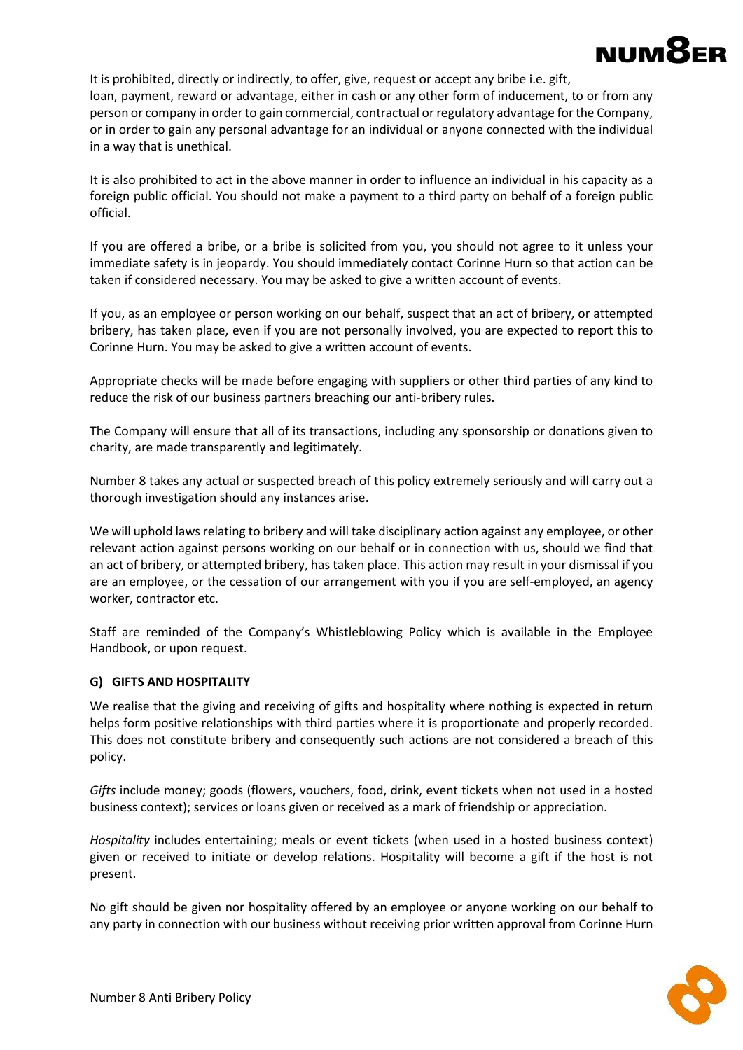It is prohibited, directly or indirectly, to offer, give, request or accept any bribe i.e. gift, loan, payment, reward or advantage, either in cash or any other form of inducement, to or from any person or company in order to gain commercial, contractual or regulatory advantage for the Company, or in order to gain any personal advantage for an individual or anyone connected with the individual in a way that is unethical.

It is also prohibited to act in the above manner in order to influence an individual in his capacity as a foreign public official. You should not make a payment to a third party on behalf of a foreign public official.

If you are offered a bribe, or a bribe is solicited from you, you should not agree to it unless your immediate safety is in jeopardy. You should immediately contact Corinne Hurn so that action can be taken if considered necessary. You may be asked to give a written account of events.

If you, as an employee or person working on our behalf, suspect that an act of bribery, or attempted bribery, has taken place, even if you are not personally involved, you are expected to report this to Corinne Hurn. You may be asked to give a written account of events.

Appropriate checks will be made before engaging with suppliers or other third parties of any kind to reduce the risk of our business partners breaching our anti-bribery rules.

The Company will ensure that all of its transactions, including any sponsorship or donations given to charity, are made transparently and legitimately.

Number 8 takes any actual or suspected breach of this policy extremely seriously and will carry out a thorough investigation should any instances arise.

We will uphold laws relating to bribery and will take disciplinary action against any employee, or other relevant action against persons working on our behalf or in connection with us, should we find that an act of bribery, or attempted bribery, has taken place. This action may result in your dismissal if you are an employee, or the cessation of our arrangement with you if you are self-employed, an agency worker, contractor etc.

Staff are reminded of the Company's Whistleblowing Policy which is available in the Employee Handbook, or upon request.

### G) GIFTS AND HOSPITALITY

We realise that the giving and receiving of gifts and hospitality where nothing is expected in return helps form positive relationships with third parties where it is proportionate and properly recorded. This does not constitute bribery and consequently such actions are not considered a breach of this policy.

*Gifts* include money; goods (flowers, vouchers, food, drink, event tickets when not used in a hosted business context); services or loans given or received as a mark of friendship or appreciation.

*Hospitality* includes entertaining; meals or event tickets (when used in a hosted business context) given or received to initiate or develop relations. Hospitality will become a gift if the host is not present.

No gift should be given nor hospitality offered by an employee or anyone working on our behalf to any party in connection with our business without receiving prior written approval from Corinne Hurn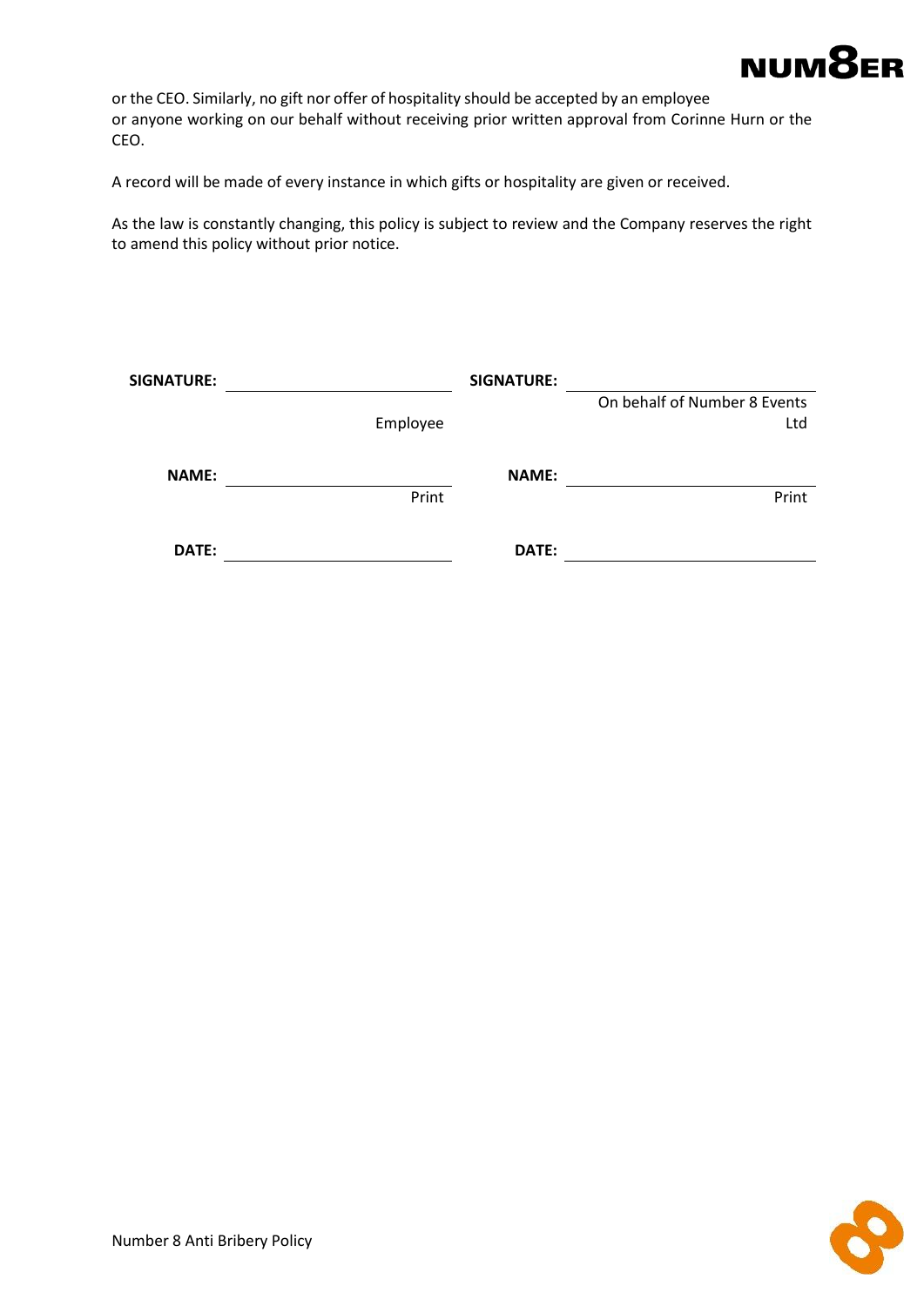or the CEO. Similarly, no gift nor offer of hospitality should be accepted by an employee or anyone working on our behalf without receiving prior written approval from Corinne Hurn or the CEO.

A record will be made of every instance in which gifts or hospitality are given or received.

As the law is constantly changing, this policy is subject to review and the Company reserves the right to amend this policy without prior notice.

| | | | |
|---|---|---|---|
| **SIGNATURE:** | ______________________ Employee | **SIGNATURE:** | ______________________ On behalf of Number 8 Events Ltd |
| **NAME:** | ______________________ Print | **NAME:** | ______________________ Print |
| **DATE:** | ______________________ | **DATE:** | ______________________ |